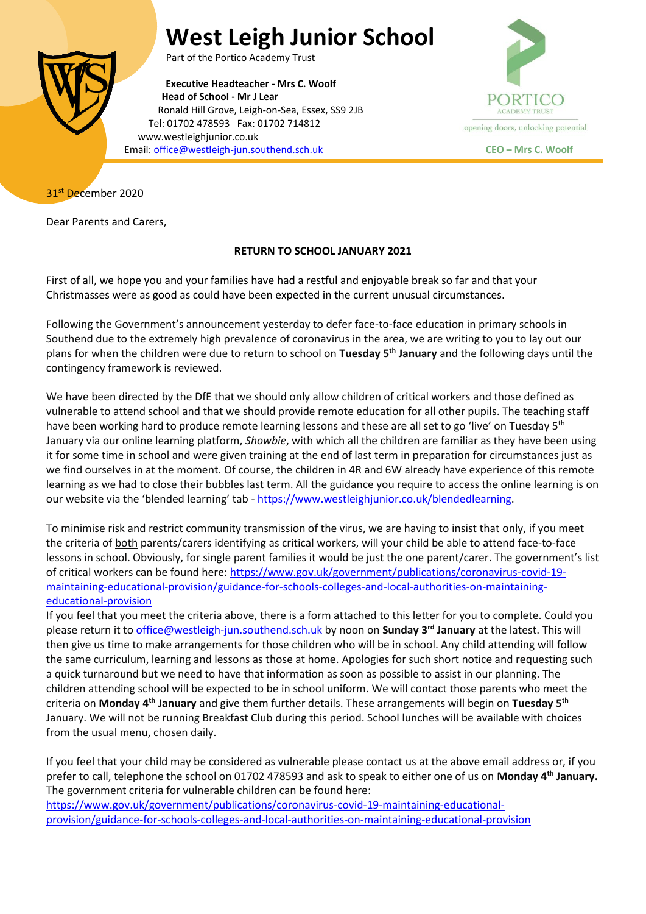# West Leigh Junior School

Part of the Portico Academy Trust

**Executive Headteacher - Mrs C. Woolf**
**Head of School - Mr J Lear**
Ronald Hill Grove, Leigh-on-Sea, Essex, SS9 2JB
Tel: 01702 478593 Fax: 01702 714812
www.westleighjunior.co.uk
Email: office@westleigh-jun.southend.sch.uk

PORTICO
ACADEMY TRUST
opening doors, unlocking potential

**CEO – Mrs C. Woolf**

31st December 2020

Dear Parents and Carers,

**RETURN TO SCHOOL JANUARY 2021**

First of all, we hope you and your families have had a restful and enjoyable break so far and that your Christmasses were as good as could have been expected in the current unusual circumstances.

Following the Government's announcement yesterday to defer face-to-face education in primary schools in Southend due to the extremely high prevalence of coronavirus in the area, we are writing to you to lay out our plans for when the children were due to return to school on **Tuesday 5th January** and the following days until the contingency framework is reviewed.

We have been directed by the DfE that we should only allow children of critical workers and those defined as vulnerable to attend school and that we should provide remote education for all other pupils. The teaching staff have been working hard to produce remote learning lessons and these are all set to go 'live' on Tuesday 5th January via our online learning platform, *Showbie*, with which all the children are familiar as they have been using it for some time in school and were given training at the end of last term in preparation for circumstances just as we find ourselves in at the moment. Of course, the children in 4R and 6W already have experience of this remote learning as we had to close their bubbles last term. All the guidance you require to access the online learning is on our website via the 'blended learning' tab - https://www.westleighjunior.co.uk/blendedlearning.

To minimise risk and restrict community transmission of the virus, we are having to insist that only, if you meet the criteria of both parents/carers identifying as critical workers, will your child be able to attend face-to-face lessons in school. Obviously, for single parent families it would be just the one parent/carer. The government's list of critical workers can be found here: https://www.gov.uk/government/publications/coronavirus-covid-19-maintaining-educational-provision/guidance-for-schools-colleges-and-local-authorities-on-maintaining-educational-provision
If you feel that you meet the criteria above, there is a form attached to this letter for you to complete. Could you please return it to office@westleigh-jun.southend.sch.uk by noon on **Sunday 3rd January** at the latest. This will then give us time to make arrangements for those children who will be in school. Any child attending will follow the same curriculum, learning and lessons as those at home. Apologies for such short notice and requesting such a quick turnaround but we need to have that information as soon as possible to assist in our planning. The children attending school will be expected to be in school uniform. We will contact those parents who meet the criteria on **Monday 4th January** and give them further details. These arrangements will begin on **Tuesday 5th** January. We will not be running Breakfast Club during this period. School lunches will be available with choices from the usual menu, chosen daily.

If you feel that your child may be considered as vulnerable please contact us at the above email address or, if you prefer to call, telephone the school on 01702 478593 and ask to speak to either one of us on **Monday 4th January.** The government criteria for vulnerable children can be found here:
https://www.gov.uk/government/publications/coronavirus-covid-19-maintaining-educational-provision/guidance-for-schools-colleges-and-local-authorities-on-maintaining-educational-provision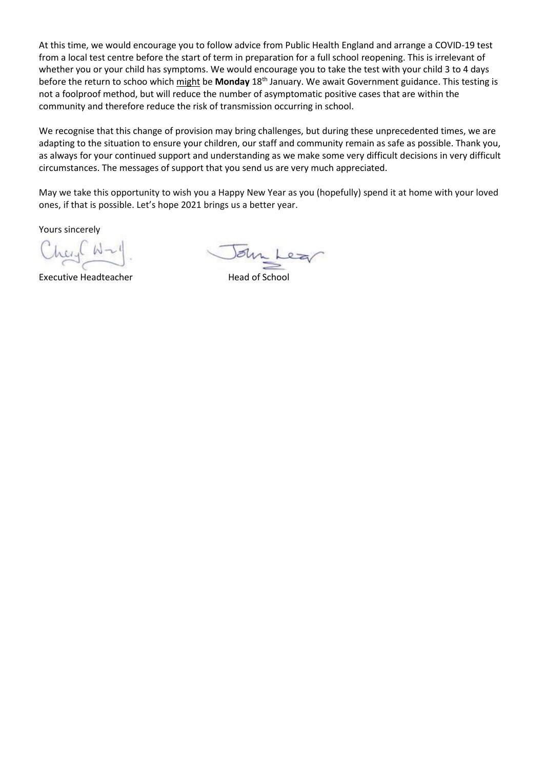At this time, we would encourage you to follow advice from Public Health England and arrange a COVID-19 test from a local test centre before the start of term in preparation for a full school reopening. This is irrelevant of whether you or your child has symptoms. We would encourage you to take the test with your child 3 to 4 days before the return to schoo which might be **Monday** 18th January. We await Government guidance. This testing is not a foolproof method, but will reduce the number of asymptomatic positive cases that are within the community and therefore reduce the risk of transmission occurring in school.

We recognise that this change of provision may bring challenges, but during these unprecedented times, we are adapting to the situation to ensure your children, our staff and community remain as safe as possible. Thank you, as always for your continued support and understanding as we make some very difficult decisions in very difficult circumstances. The messages of support that you send us are very much appreciated.

May we take this opportunity to wish you a Happy New Year as you (hopefully) spend it at home with your loved ones, if that is possible. Let's hope 2021 brings us a better year.

Yours sincerely

Cheryl Ward　　　　　　　　John Lear

Executive Headteacher　　　　　　Head of School